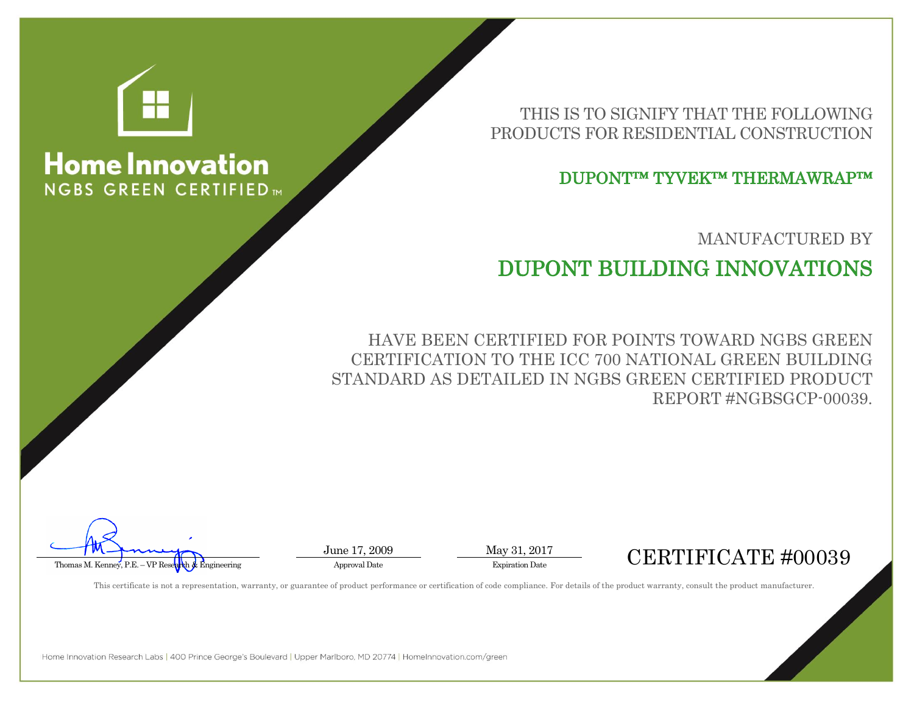# Home Innovation

NGBS GREEN CERTIFIED™

THIS IS TO SIGNIFY THAT THE FOLLOWING PRODUCTS FOR RESIDENTIAL CONSTRUCTION

## DUPONT™ TYVEK™ THERMAWRAP™

MANUFACTURED BY

## DUPONT BUILDING INNOVATIONS

HAVE BEEN CERTIFIED FOR POINTS TOWARD NGBS GREEN CERTIFICATION TO THE ICC 700 NATIONAL GREEN BUILDING STANDARD AS DETAILED IN NGBS GREEN CERTIFIED PRODUCT REPORT #NGBSGCP-00039.

Thomas M. Kenney, P.E. – VP Research & Engineering

June 17, 2009
Approval Date

May 31, 2017
Expiration Date

CERTIFICATE #00039

This certificate is not a representation, warranty, or guarantee of product performance or certification of code compliance. For details of the product warranty, consult the product manufacturer.

Home Innovation Research Labs | 400 Prince George's Boulevard | Upper Marlboro, MD 20774 | HomeInnovation.com/green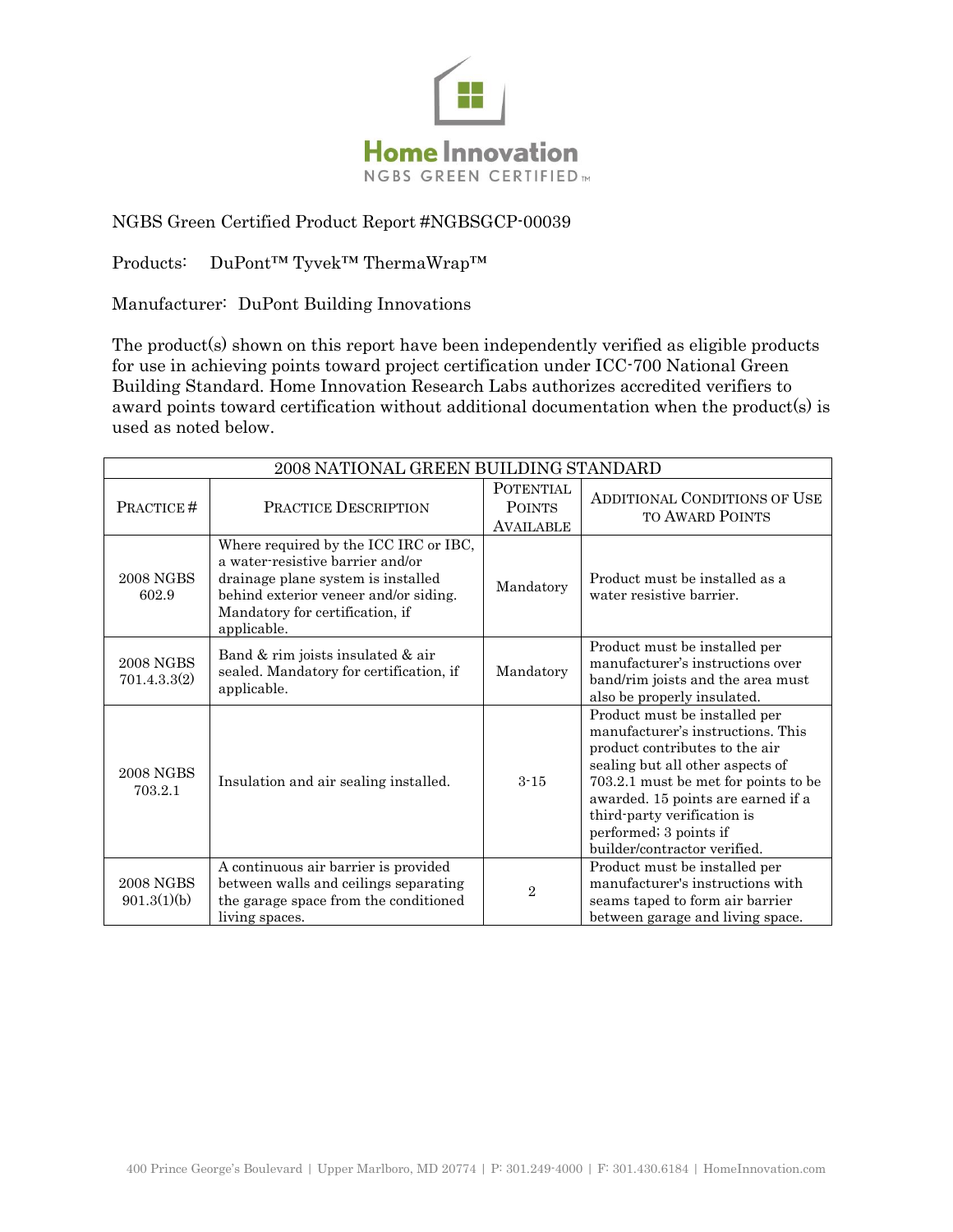Home Innovation
NGBS GREEN CERTIFIED™

NGBS Green Certified Product Report #NGBSGCP-00039

Products: DuPont™ Tyvek™ ThermaWrap™

Manufacturer: DuPont Building Innovations

The product(s) shown on this report have been independently verified as eligible products for use in achieving points toward project certification under ICC-700 National Green Building Standard. Home Innovation Research Labs authorizes accredited verifiers to award points toward certification without additional documentation when the product(s) is used as noted below.

| 2008 NATIONAL GREEN BUILDING STANDARD | | | |
|---|---|---|---|
| PRACTICE # | PRACTICE DESCRIPTION | POTENTIAL POINTS AVAILABLE | ADDITIONAL CONDITIONS OF USE TO AWARD POINTS |
| 2008 NGBS 602.9 | Where required by the ICC IRC or IBC, a water-resistive barrier and/or drainage plane system is installed behind exterior veneer and/or siding. Mandatory for certification, if applicable. | Mandatory | Product must be installed as a water resistive barrier. |
| 2008 NGBS 701.4.3.3(2) | Band & rim joists insulated & air sealed. Mandatory for certification, if applicable. | Mandatory | Product must be installed per manufacturer's instructions over band/rim joists and the area must also be properly insulated. |
| 2008 NGBS 703.2.1 | Insulation and air sealing installed. | 3-15 | Product must be installed per manufacturer's instructions. This product contributes to the air sealing but all other aspects of 703.2.1 must be met for points to be awarded. 15 points are earned if a third-party verification is performed; 3 points if builder/contractor verified. |
| 2008 NGBS 901.3(1)(b) | A continuous air barrier is provided between walls and ceilings separating the garage space from the conditioned living spaces. | 2 | Product must be installed per manufacturer's instructions with seams taped to form air barrier between garage and living space. |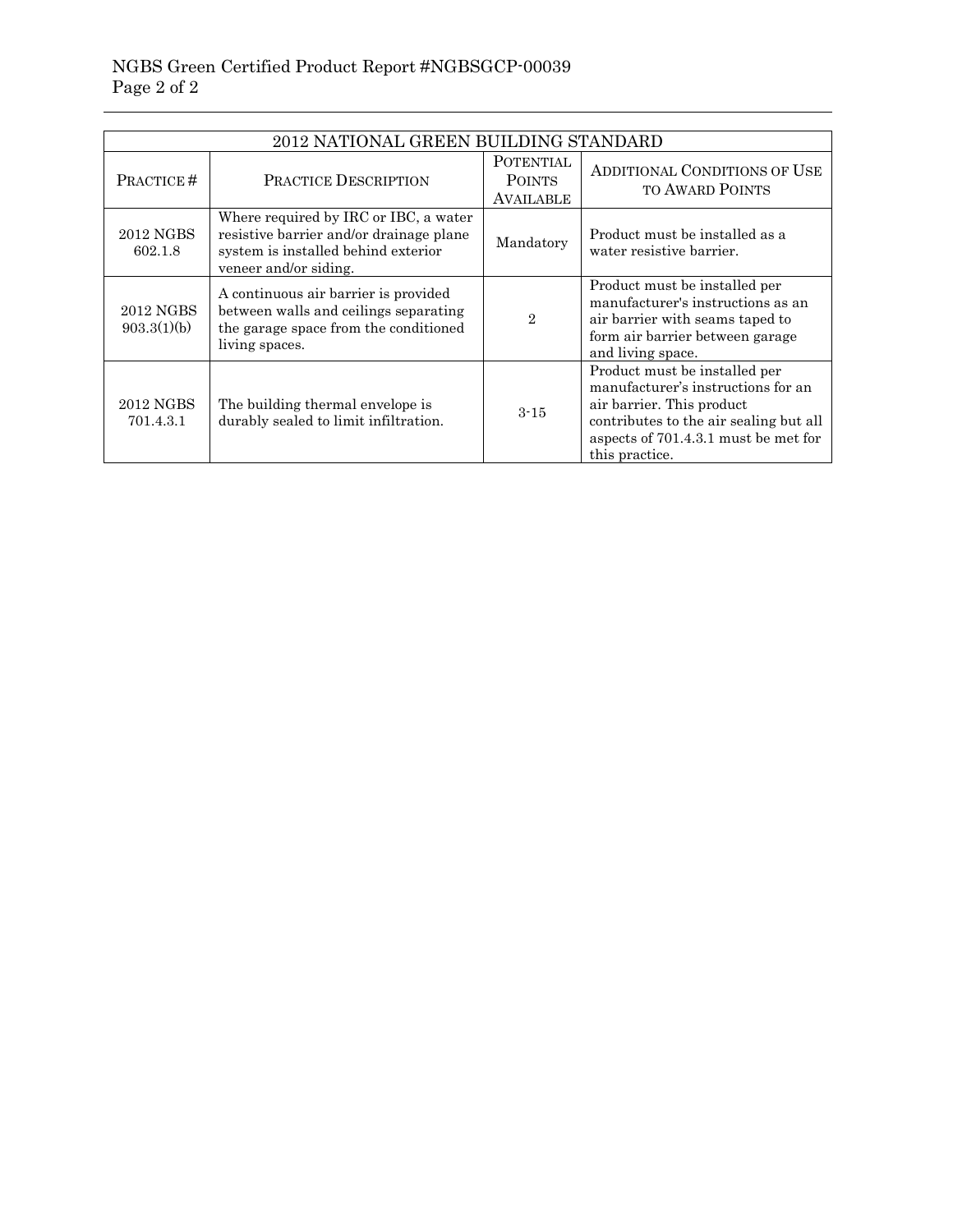| 2012 National Green Building Standard | | | |
|---|---|---|---|
| Practice # | Practice Description | Potential Points Available | Additional Conditions of Use to Award Points |
| 2012 NGBS 602.1.8 | Where required by IRC or IBC, a water resistive barrier and/or drainage plane system is installed behind exterior veneer and/or siding. | Mandatory | Product must be installed as a water resistive barrier. |
| 2012 NGBS 903.3(1)(b) | A continuous air barrier is provided between walls and ceilings separating the garage space from the conditioned living spaces. | 2 | Product must be installed per manufacturer's instructions as an air barrier with seams taped to form air barrier between garage and living space. |
| 2012 NGBS 701.4.3.1 | The building thermal envelope is durably sealed to limit infiltration. | 3-15 | Product must be installed per manufacturer's instructions for an air barrier. This product contributes to the air sealing but all aspects of 701.4.3.1 must be met for this practice. |